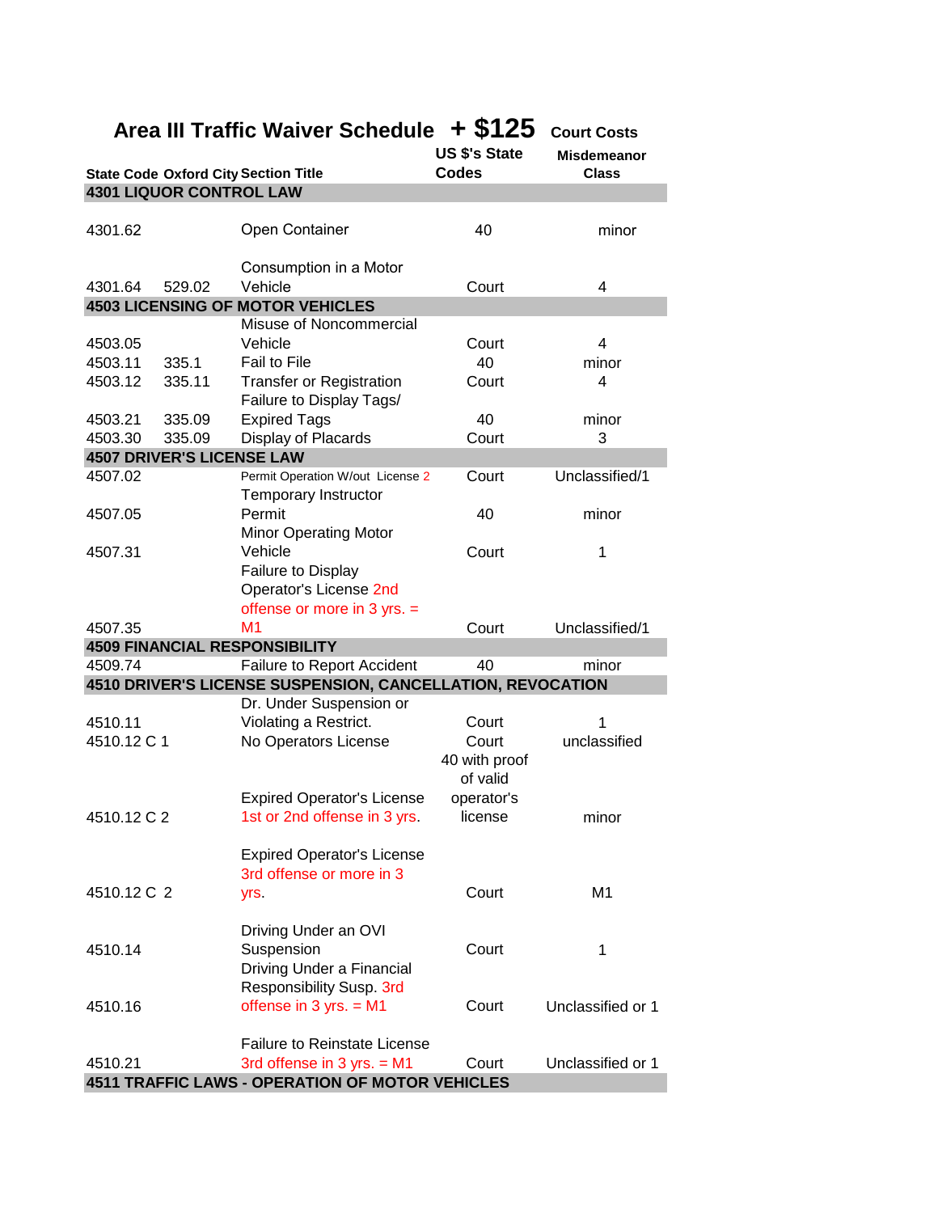# Area III Traffic Waiver Schedule + $125 Court Costs

| State Code | Oxford City | Section Title | US $'s State Codes | Misdemeanor Class |
|---|---|---|---|---|
| **4301 LIQUOR CONTROL LAW** | | | | |
| 4301.62 | | Open Container | 40 | minor |
| 4301.64 | 529.02 | Consumption in a Motor Vehicle | Court | 4 |
| **4503 LICENSING OF MOTOR VEHICLES** | | | | |
| 4503.05 | | Misuse of Noncommercial Vehicle | Court | 4 |
| 4503.11 | 335.1 | Fail to File | 40 | minor |
| 4503.12 | 335.11 | Transfer or Registration | Court | 4 |
| 4503.21 | 335.09 | Failure to Display Tags/ Expired Tags | 40 | minor |
| 4503.30 | 335.09 | Display of Placards | Court | 3 |
| **4507 DRIVER'S LICENSE LAW** | | | | |
| 4507.02 | | Permit Operation W/out License 2 | Court | Unclassified/1 |
| 4507.05 | | Temporary Instructor Permit | 40 | minor |
| 4507.31 | | Minor Operating Motor Vehicle | Court | 1 |
| 4507.35 | | Failure to Display Operator's License 2nd offense or more in 3 yrs. = M1 | Court | Unclassified/1 |
| **4509 FINANCIAL RESPONSIBILITY** | | | | |
| 4509.74 | | Failure to Report Accident | 40 | minor |
| **4510 DRIVER'S LICENSE SUSPENSION, CANCELLATION, REVOCATION** | | | | |
| 4510.11 | | Dr. Under Suspension or Violating a Restrict. | Court | 1 |
| 4510.12 C 1 | | No Operators License | Court | unclassified |
| 4510.12 C 2 | | Expired Operator's License 1st or 2nd offense in 3 yrs. | 40 with proof of valid operator's license | minor |
| 4510.12 C 2 | | Expired Operator's License 3rd offense or more in 3 yrs. | Court | M1 |
| 4510.14 | | Driving Under an OVI Suspension | Court | 1 |
| 4510.16 | | Driving Under a Financial Responsibility Susp. 3rd offense in 3 yrs. = M1 | Court | Unclassified or 1 |
| 4510.21 | | Failure to Reinstate License 3rd offense in 3 yrs. = M1 | Court | Unclassified or 1 |
| **4511 TRAFFIC LAWS - OPERATION OF MOTOR VEHICLES** | | | | |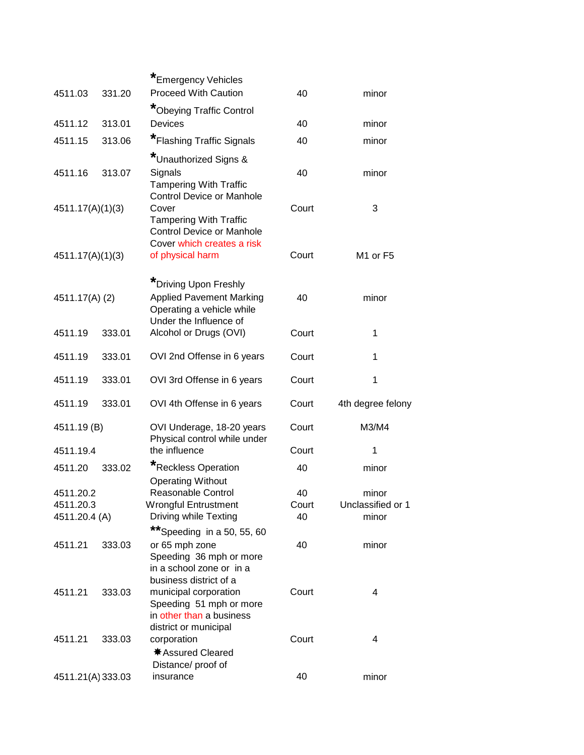| | | | | |
|---|---|---|---|---|
| 4511.03 | 331.20 | *Emergency Vehicles Proceed With Caution | 40 | minor |
| 4511.12 | 313.01 | *Obeying Traffic Control Devices | 40 | minor |
| 4511.15 | 313.06 | *Flashing Traffic Signals | 40 | minor |
| 4511.16 | 313.07 | *Unauthorized Signs & Signals | 40 | minor |
| 4511.17(A)(1)(3) | | Tampering With Traffic Control Device or Manhole Cover | Court | 3 |
| 4511.17(A)(1)(3) | | Tampering With Traffic Control Device or Manhole Cover which creates a risk of physical harm | Court | M1 or F5 |
| 4511.17(A) (2) | | *Driving Upon Freshly Applied Pavement Marking | 40 | minor |
| 4511.19 | 333.01 | Operating a vehicle while Under the Influence of Alcohol or Drugs (OVI) | Court | 1 |
| 4511.19 | 333.01 | OVI 2nd Offense in 6 years | Court | 1 |
| 4511.19 | 333.01 | OVI 3rd Offense in 6 years | Court | 1 |
| 4511.19 | 333.01 | OVI 4th Offense in 6 years | Court | 4th degree felony |
| 4511.19 (B) | | OVI Underage, 18-20 years | Court | M3/M4 |
| 4511.19.4 | | Physical control while under the influence | Court | 1 |
| 4511.20 | 333.02 | *Reckless Operation | 40 | minor |
| 4511.20.2 | | Operating Without Reasonable Control | 40 | minor |
| 4511.20.3 | | Wrongful Entrustment | Court | Unclassified or 1 |
| 4511.20.4 (A) | | Driving while Texting | 40 | minor |
| 4511.21 | 333.03 | **Speeding in a 50, 55, 60 or 65 mph zone | 40 | minor |
| 4511.21 | 333.03 | Speeding 36 mph or more in a school zone or in a business district of a municipal corporation | Court | 4 |
| 4511.21 | 333.03 | Speeding 51 mph or more in other than a business district or municipal corporation | Court | 4 |
| 4511.21(A) | 333.03 | ✸Assured Cleared Distance/ proof of insurance | 40 | minor |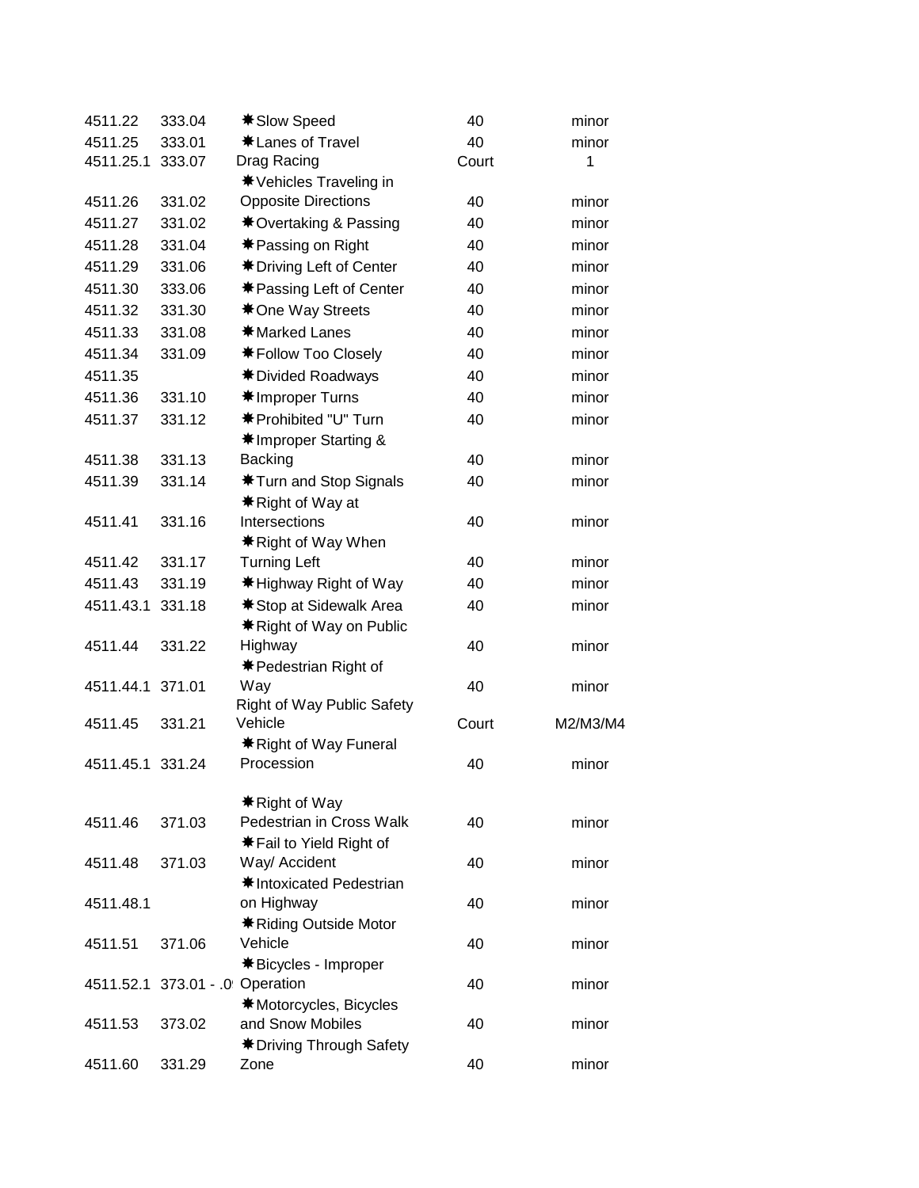| | | | | |
|---|---|---|---|---|
| 4511.22 | 333.04 | ✸Slow Speed | 40 | minor |
| 4511.25 | 333.01 | ✸Lanes of Travel | 40 | minor |
| 4511.25.1 | 333.07 | Drag Racing | Court | 1 |
| 4511.26 | 331.02 | ✸Vehicles Traveling in Opposite Directions | 40 | minor |
| 4511.27 | 331.02 | ✸Overtaking & Passing | 40 | minor |
| 4511.28 | 331.04 | ✸Passing on Right | 40 | minor |
| 4511.29 | 331.06 | ✸Driving Left of Center | 40 | minor |
| 4511.30 | 333.06 | ✸Passing Left of Center | 40 | minor |
| 4511.32 | 331.30 | ✸One Way Streets | 40 | minor |
| 4511.33 | 331.08 | ✸Marked Lanes | 40 | minor |
| 4511.34 | 331.09 | ✸Follow Too Closely | 40 | minor |
| 4511.35 | | ✸Divided Roadways | 40 | minor |
| 4511.36 | 331.10 | ✸Improper Turns | 40 | minor |
| 4511.37 | 331.12 | ✸Prohibited "U" Turn | 40 | minor |
| 4511.38 | 331.13 | ✸Improper Starting & Backing | 40 | minor |
| 4511.39 | 331.14 | ✸Turn and Stop Signals | 40 | minor |
| 4511.41 | 331.16 | ✸Right of Way at Intersections | 40 | minor |
| 4511.42 | 331.17 | ✸Right of Way When Turning Left | 40 | minor |
| 4511.43 | 331.19 | ✸Highway Right of Way | 40 | minor |
| 4511.43.1 | 331.18 | ✸Stop at Sidewalk Area | 40 | minor |
| 4511.44 | 331.22 | ✸Right of Way on Public Highway | 40 | minor |
| 4511.44.1 | 371.01 | ✸Pedestrian Right of Way | 40 | minor |
| 4511.45 | 331.21 | Right of Way Public Safety Vehicle | Court | M2/M3/M4 |
| 4511.45.1 | 331.24 | ✸Right of Way Funeral Procession | 40 | minor |
| 4511.46 | 371.03 | ✸Right of Way Pedestrian in Cross Walk | 40 | minor |
| 4511.48 | 371.03 | ✸Fail to Yield Right of Way/ Accident | 40 | minor |
| 4511.48.1 | | ✸Intoxicated Pedestrian on Highway | 40 | minor |
| 4511.51 | 371.06 | ✸Riding Outside Motor Vehicle | 40 | minor |
| 4511.52.1 | 373.01 - .0 | ✸Bicycles - Improper Operation | 40 | minor |
| 4511.53 | 373.02 | ✸Motorcycles, Bicycles and Snow Mobiles | 40 | minor |
| 4511.60 | 331.29 | ✸Driving Through Safety Zone | 40 | minor |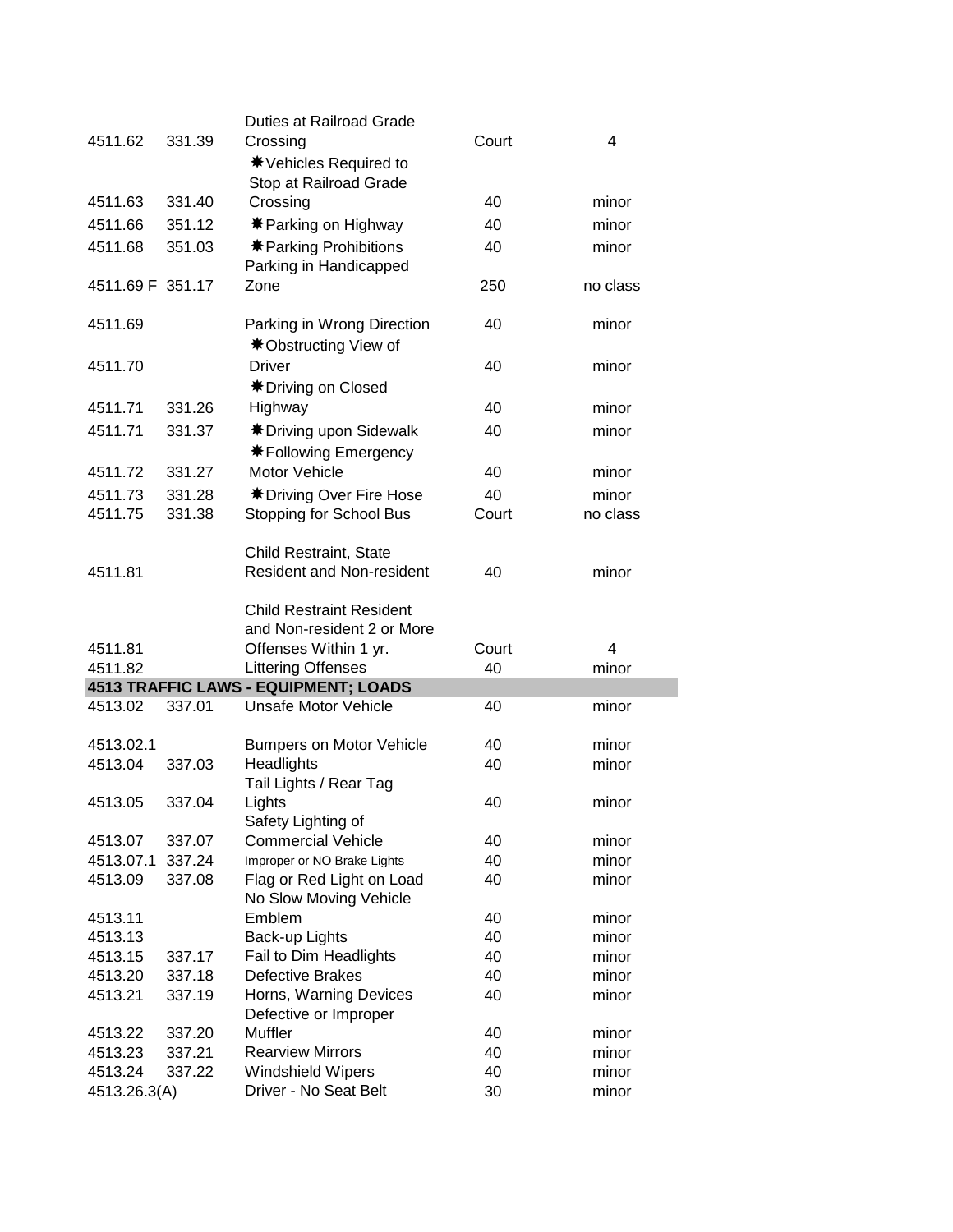| | | | | |
|---|---|---|---|---|
| 4511.62 | 331.39 | Duties at Railroad Grade Crossing | Court | 4 |
| 4511.63 | 331.40 | ✸Vehicles Required to Stop at Railroad Grade Crossing | 40 | minor |
| 4511.66 | 351.12 | ✸Parking on Highway | 40 | minor |
| 4511.68 | 351.03 | ✸Parking Prohibitions | 40 | minor |
| 4511.69 F | 351.17 | Parking in Handicapped Zone | 250 | no class |
| 4511.69 | | Parking in Wrong Direction | 40 | minor |
| 4511.70 | | ✸Obstructing View of Driver | 40 | minor |
| 4511.71 | 331.26 | ✸Driving on Closed Highway | 40 | minor |
| 4511.71 | 331.37 | ✸Driving upon Sidewalk | 40 | minor |
| 4511.72 | 331.27 | ✸Following Emergency Motor Vehicle | 40 | minor |
| 4511.73 | 331.28 | ✸Driving Over Fire Hose | 40 | minor |
| 4511.75 | 331.38 | Stopping for School Bus | Court | no class |
| 4511.81 | | Child Restraint, State Resident and Non-resident | 40 | minor |
| 4511.81 | | Child Restraint Resident and Non-resident 2 or More Offenses Within 1 yr. | Court | 4 |
| 4511.82 | | Littering Offenses | 40 | minor |
| **4513 TRAFFIC LAWS - EQUIPMENT; LOADS** | | | | |
| 4513.02 | 337.01 | Unsafe Motor Vehicle | 40 | minor |
| 4513.02.1 | | Bumpers on Motor Vehicle | 40 | minor |
| 4513.04 | 337.03 | Headlights | 40 | minor |
| 4513.05 | 337.04 | Tail Lights / Rear Tag Lights | 40 | minor |
| 4513.07 | 337.07 | Safety Lighting of Commercial Vehicle | 40 | minor |
| 4513.07.1 | 337.24 | Improper or NO Brake Lights | 40 | minor |
| 4513.09 | 337.08 | Flag or Red Light on Load | 40 | minor |
| 4513.11 | | No Slow Moving Vehicle Emblem | 40 | minor |
| 4513.13 | | Back-up Lights | 40 | minor |
| 4513.15 | 337.17 | Fail to Dim Headlights | 40 | minor |
| 4513.20 | 337.18 | Defective Brakes | 40 | minor |
| 4513.21 | 337.19 | Horns, Warning Devices | 40 | minor |
| 4513.22 | 337.20 | Defective or Improper Muffler | 40 | minor |
| 4513.23 | 337.21 | Rearview Mirrors | 40 | minor |
| 4513.24 | 337.22 | Windshield Wipers | 40 | minor |
| 4513.26.3(A) | | Driver - No Seat Belt | 30 | minor |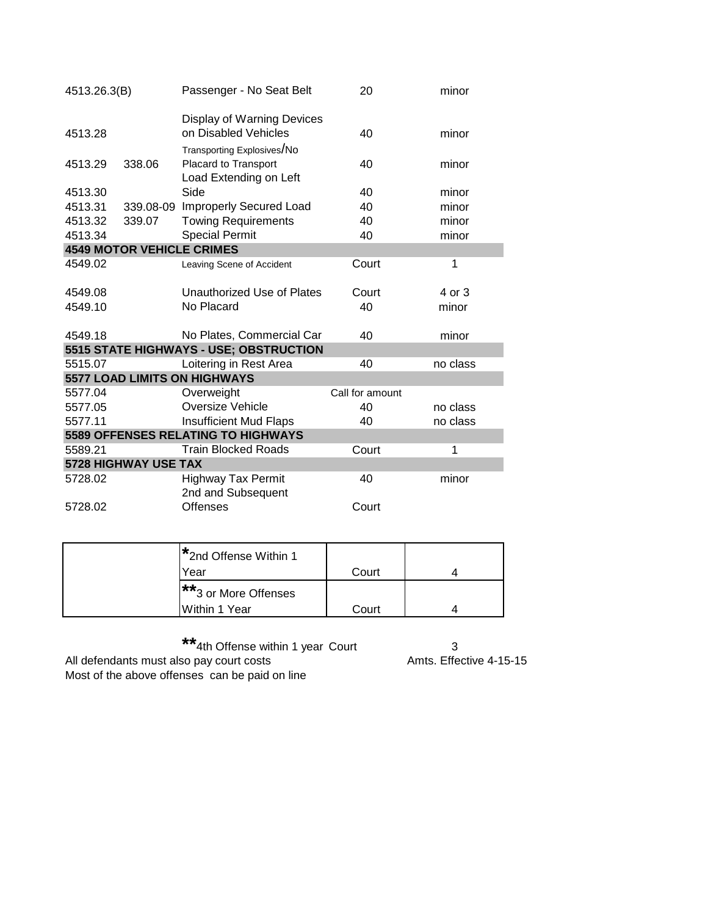| | | | | |
|---|---|---|---|---|
| 4513.26.3(B) | | Passenger - No Seat Belt | 20 | minor |
| 4513.28 | | Display of Warning Devices on Disabled Vehicles | 40 | minor |
| 4513.29 | 338.06 | Transporting Explosives/No Placard to Transport | 40 | minor |
| 4513.30 | | Load Extending on Left Side | 40 | minor |
| 4513.31 | 339.08-09 | Improperly Secured Load | 40 | minor |
| 4513.32 | 339.07 | Towing Requirements | 40 | minor |
| 4513.34 | | Special Permit | 40 | minor |
| **4549 MOTOR VEHICLE CRIMES** | | | | |
| 4549.02 | | Leaving Scene of Accident | Court | 1 |
| 4549.08 | | Unauthorized Use of Plates | Court | 4 or 3 |
| 4549.10 | | No Placard | 40 | minor |
| 4549.18 | | No Plates, Commercial Car | 40 | minor |
| **5515 STATE HIGHWAYS - USE; OBSTRUCTION** | | | | |
| 5515.07 | | Loitering in Rest Area | 40 | no class |
| **5577 LOAD LIMITS ON HIGHWAYS** | | | | |
| 5577.04 | | Overweight | Call for amount | |
| 5577.05 | | Oversize Vehicle | 40 | no class |
| 5577.11 | | Insufficient Mud Flaps | 40 | no class |
| **5589 OFFENSES RELATING TO HIGHWAYS** | | | | |
| 5589.21 | | Train Blocked Roads | Court | 1 |
| **5728 HIGHWAY USE TAX** | | | | |
| 5728.02 | | Highway Tax Permit | 40 | minor |
| 5728.02 | | 2nd and Subsequent Offenses | Court | |

| | | | |
|---|---|---|---|
| | *2nd Offense Within 1 Year | Court | 4 |
| | **3 or More Offenses Within 1 Year | Court | 4 |

**4th Offense within 1 year Court 3

All defendants must also pay court costs

Amts. Effective 4-15-15

Most of the above offenses can be paid on line